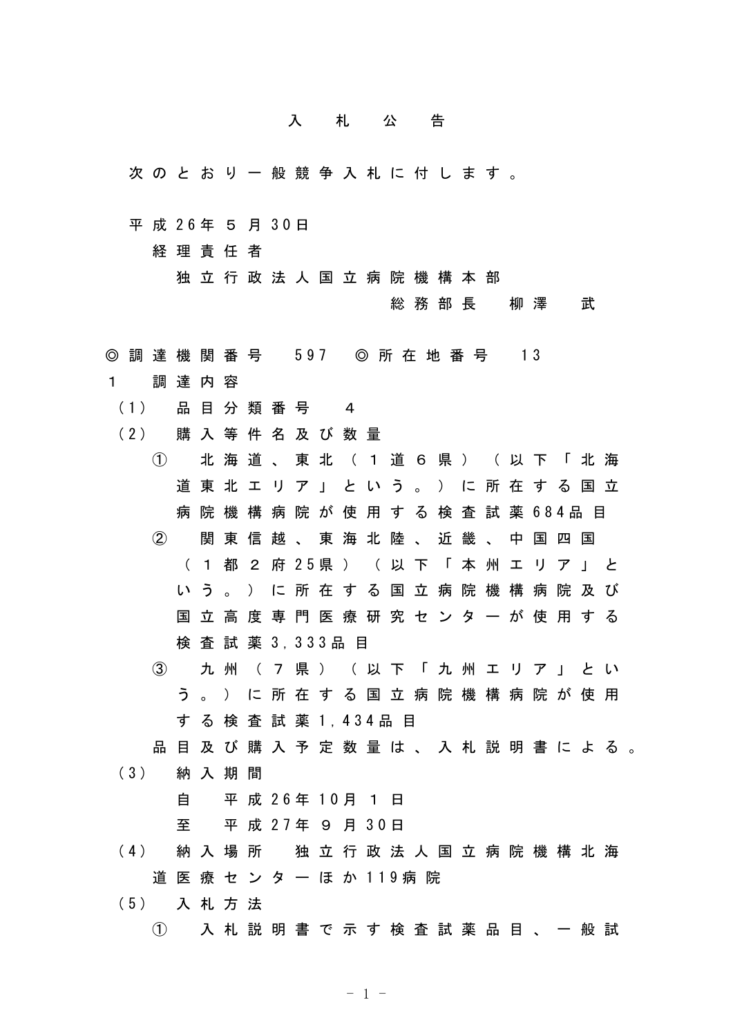# 入札公告

次のとおり一般競争入札に付します。

平成26年５月30日

経理責任者

独立行政法人国立病院機構本部

総務部長　柳澤　武

◎調達機関番号　597　◎所在地番号　13

１　調達内容

（1）　品目分類番号　４

（2）　購入等件名及び数量

①　北海道、東北（１道６県）（以下「北海道東北エリア」という。）に所在する国立病院機構病院が使用する検査試薬684品目

②　関東信越、東海北陸、近畿、中国四国（１都２府25県）（以下「本州エリア」という。）に所在する国立病院機構病院及び国立高度専門医療研究センターが使用する検査試薬3,333品目

③　九州（７県）（以下「九州エリア」という。）に所在する国立病院機構病院が使用する検査試薬1,434品目

品目及び購入予定数量は、入札説明書による。

（3）　納入期間

自　平成26年10月１日

至　平成27年９月30日

（4）　納入場所　独立行政法人国立病院機構北海道医療センターほか119病院

（5）　入札方法

①　入札説明書で示す検査試薬品目、一般試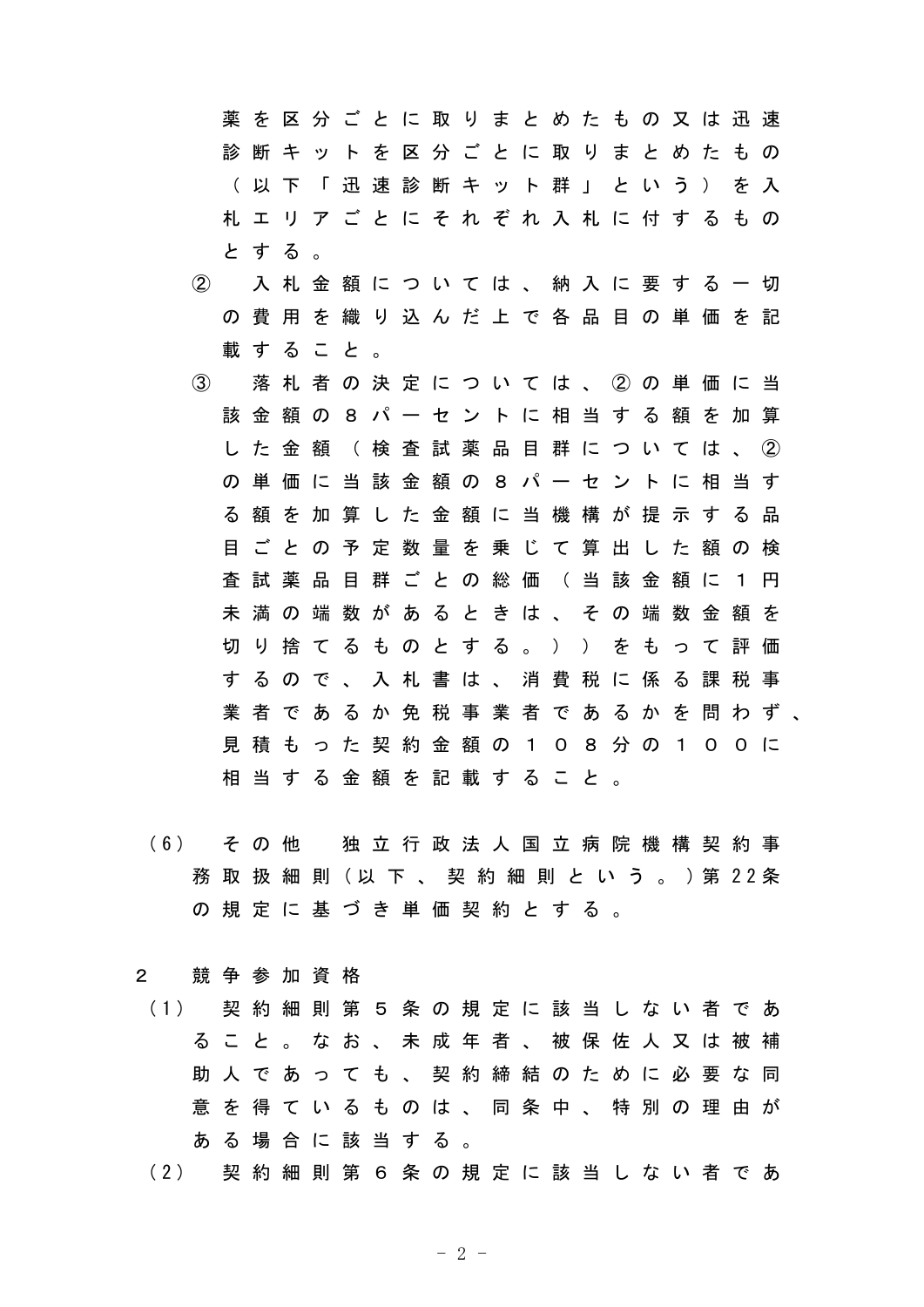薬を区分ごとに取りまとめたもの又は迅速診断キットを区分ごとに取りまとめたもの（以下「迅速診断キット群」という）を入札エリアごとにそれぞれ入札に付するものとする。

② 入札金額については、納入に要する一切の費用を織り込んだ上で各品目の単価を記載すること。

③ 落札者の決定については、②の単価に当該金額の８パーセントに相当する額を加算した金額（検査試薬品目群については、②の単価に当該金額の８パーセントに相当する額を加算した金額に当機構が提示する品目ごとの予定数量を乗じて算出した額の検査試薬品目群ごとの総価（当該金額に１円未満の端数があるときは、その端数金額を切り捨てるものとする。））をもって評価するので、入札書は、消費税に係る課税事業者であるか免税事業者であるかを問わず、見積もった契約金額の１０８分の１００に相当する金額を記載すること。

(6) その他　独立行政法人国立病院機構契約事務取扱細則(以下、契約細則という。)第22条の規定に基づき単価契約とする。

2 競争参加資格

(1) 契約細則第５条の規定に該当しない者であること。なお、未成年者、被保佐人又は被補助人であっても、契約締結のために必要な同意を得ているものは、同条中、特別の理由がある場合に該当する。

(2) 契約細則第６条の規定に該当しない者であ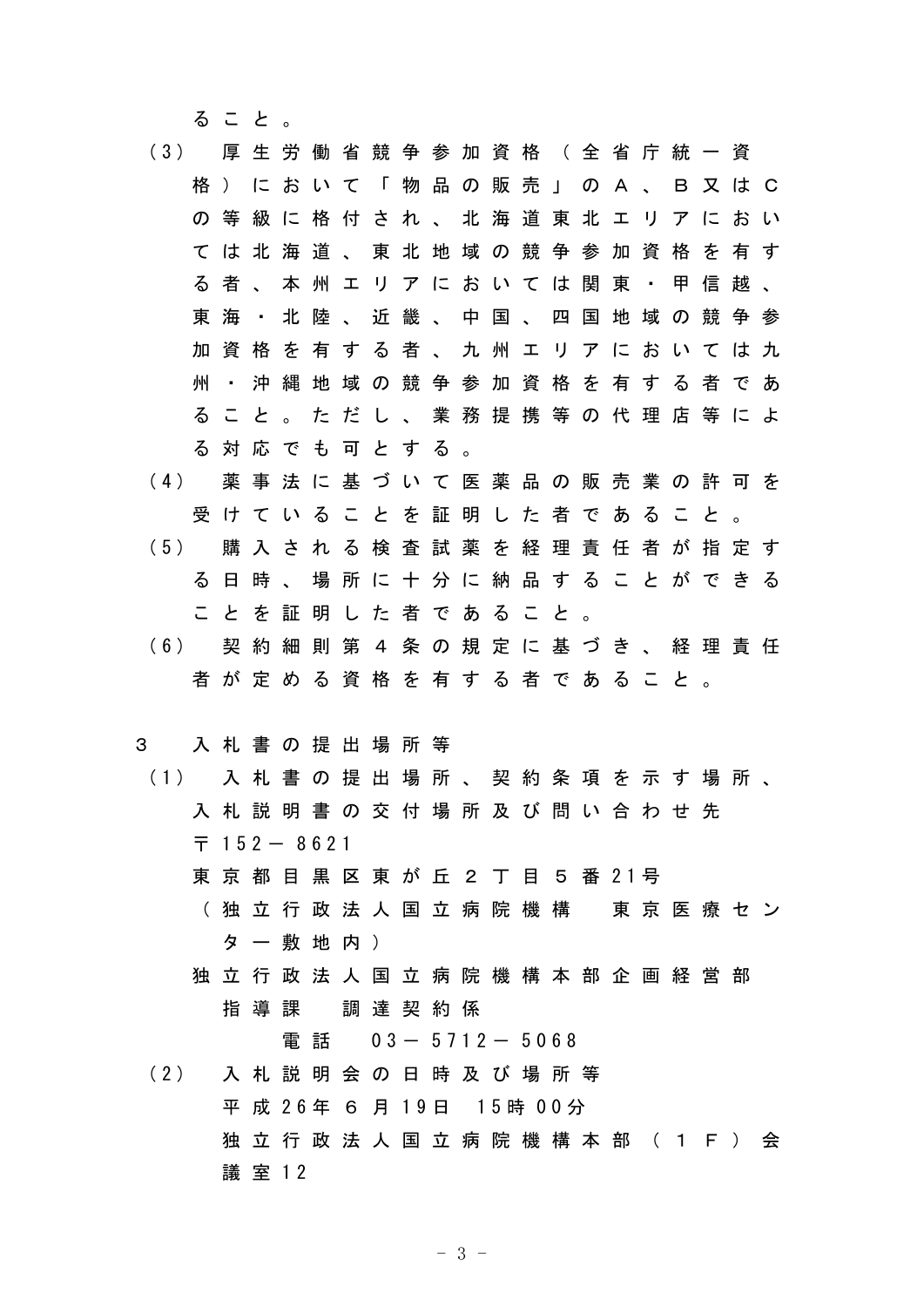ること。

（3） 厚生労働省競争参加資格（全省庁統一資格）において「物品の販売」のＡ、Ｂ又はＣの等級に格付され、北海道東北エリアにおいては北海道、東北地域の競争参加資格を有する者、本州エリアにおいては関東・甲信越、東海・北陸、近畿、中国、四国地域の競争参加資格を有する者、九州エリアにおいては九州・沖縄地域の競争参加資格を有する者であること。ただし、業務提携等の代理店等による対応でも可とする。

（4） 薬事法に基づいて医薬品の販売業の許可を受けていることを証明した者であること。

（5） 購入される検査試薬を経理責任者が指定する日時、場所に十分に納品することができることを証明した者であること。

（6） 契約細則第４条の規定に基づき、経理責任者が定める資格を有する者であること。

３　入札書の提出場所等

（1） 入札書の提出場所、契約条項を示す場所、入札説明書の交付場所及び問い合わせ先

〒152－8621

東京都目黒区東が丘２丁目５番21号

（独立行政法人国立病院機構　東京医療センター敷地内）

独立行政法人国立病院機構本部企画経営部

指導課　調達契約係

電話　03－5712－5068

（2） 入札説明会の日時及び場所等

平成26年６月19日　15時00分

独立行政法人国立病院機構本部（１Ｆ）会議室12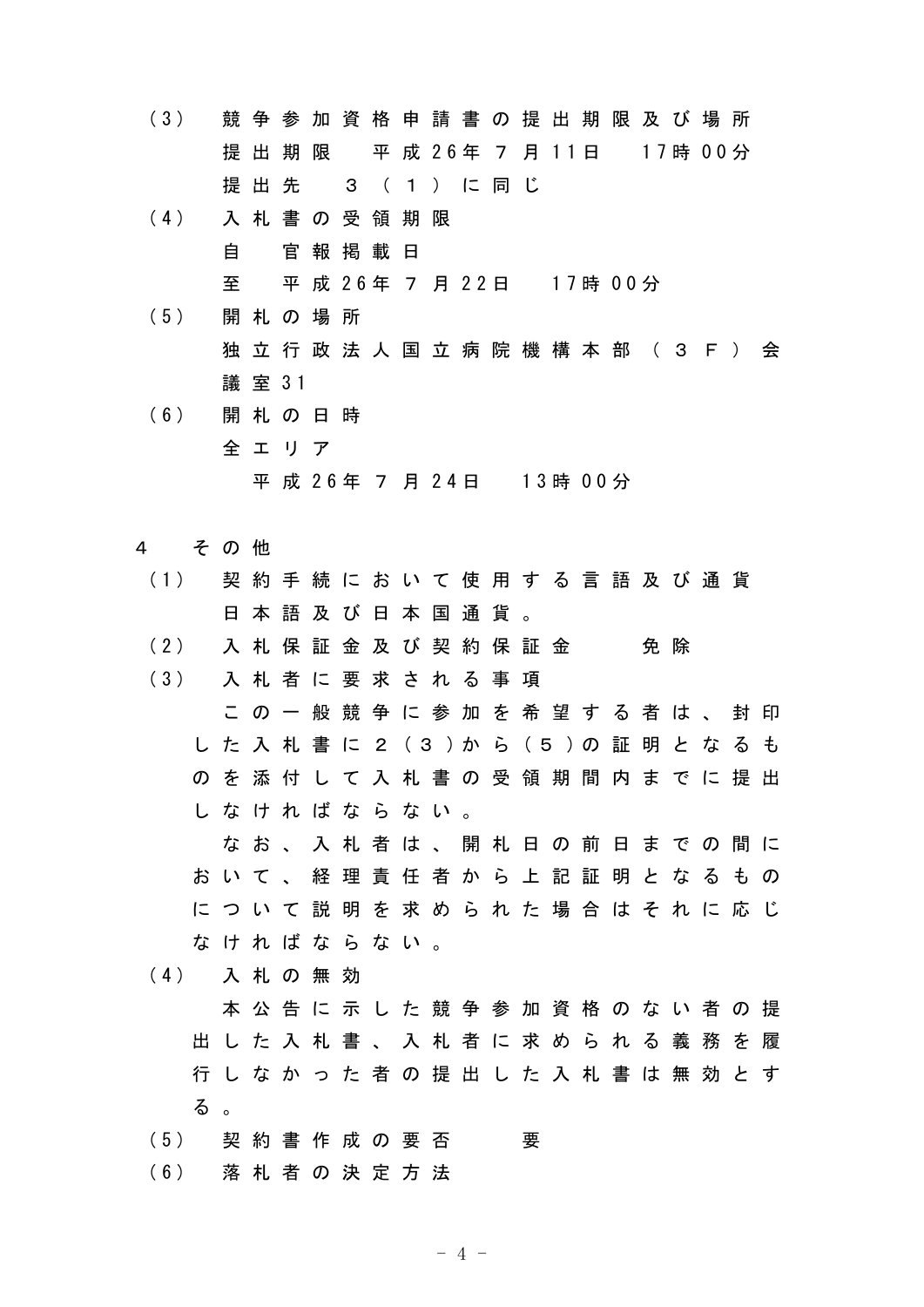（3）　競争参加資格申請書の提出期限及び場所

提出期限　平成26年７月11日　17時00分

提出先　３（１）に同じ

（4）　入札書の受領期限

自　官報掲載日

至　平成26年７月22日　17時00分

（5）　開札の場所

独立行政法人国立病院機構本部（３Ｆ）会議室31

（6）　開札の日時

全エリア

平成26年７月24日　13時00分

４　その他

（1）　契約手続において使用する言語及び通貨

日本語及び日本国通貨。

（2）　入札保証金及び契約保証金　免除

（3）　入札者に要求される事項

この一般競争に参加を希望する者は、封印した入札書に２（３）から（５）の証明となるものを添付して入札書の受領期間内までに提出しなければならない。

なお、入札者は、開札日の前日までの間において、経理責任者から上記証明となるものについて説明を求められた場合はそれに応じなければならない。

（4）　入札の無効

本公告に示した競争参加資格のない者の提出した入札書、入札者に求められる義務を履行しなかった者の提出した入札書は無効とする。

（5）　契約書作成の要否　要

（6）　落札者の決定方法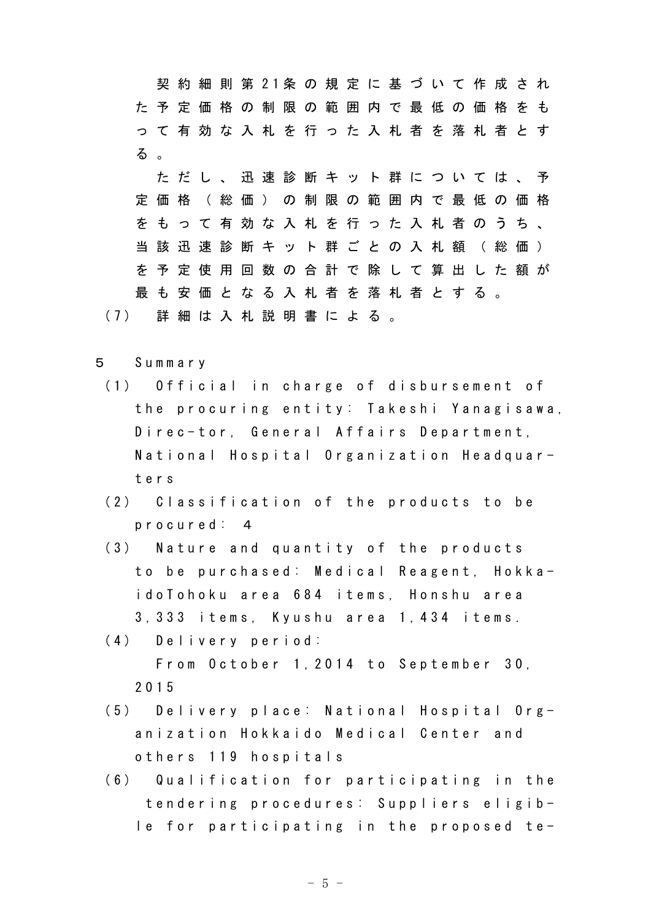契約細則第21条の規定に基づいて作成された予定価格の制限の範囲内で最低の価格をもって有効な入札を行った入札者を落札者とする。

ただし、迅速診断キット群については、予定価格（総価）の制限の範囲内で最低の価格をもって有効な入札を行った入札者のうち、当該迅速診断キット群ごとの入札額（総価）を予定使用回数の合計で除して算出した額が最も安価となる入札者を落札者とする。

(7) 詳細は入札説明書による。

5 Summary

(1) Official in charge of disbursement of the procuring entity: Takeshi Yanagisawa, Direc-tor, General Affairs Department, National Hospital Organization Headquar-ters

(2) Classification of the products to be procured: 4

(3) Nature and quantity of the products to be purchased: Medical Reagent, Hokka-idoTohoku area 684 items, Honshu area 3,333 items, Kyushu area 1,434 items.

(4) Delivery period:
From October 1,2014 to September 30, 2015

(5) Delivery place: National Hospital Org-anization Hokkaido Medical Center and others 119 hospitals

(6) Qualification for participating in the tendering procedures: Suppliers eligib-le for participating in the proposed te-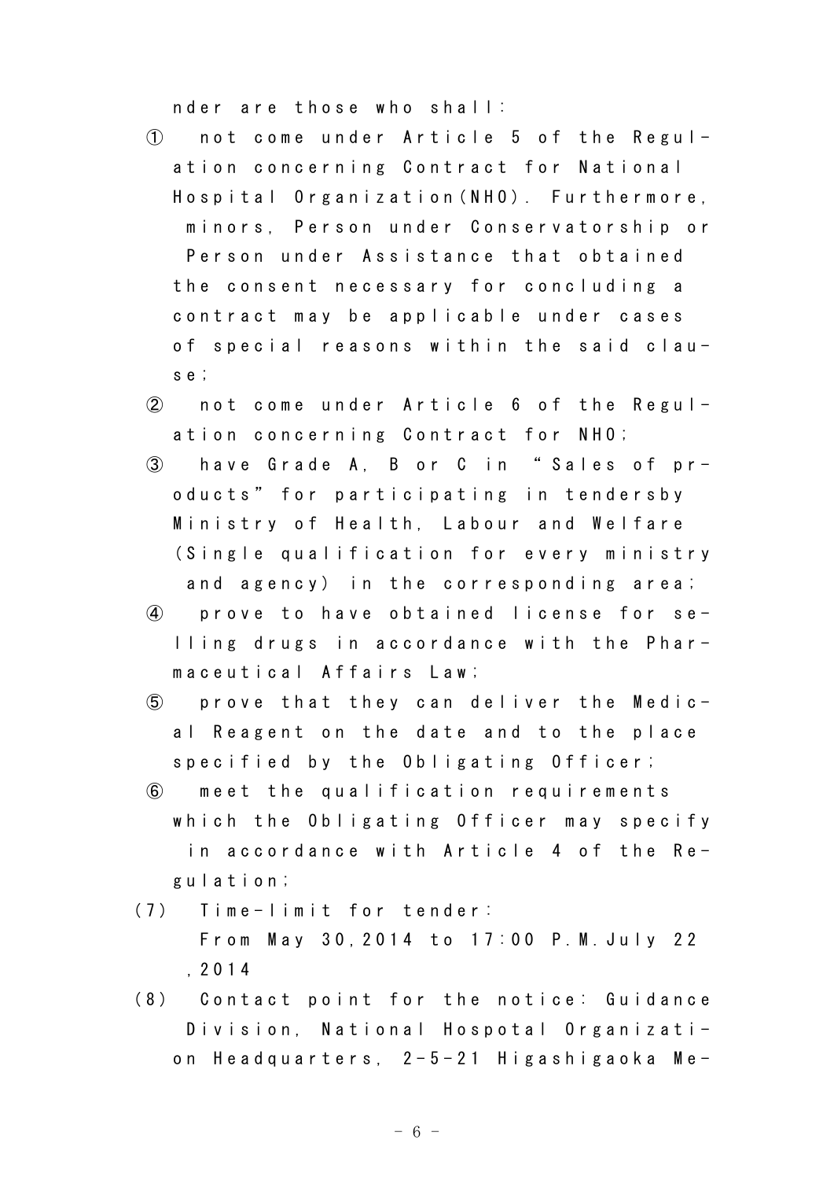nder are those who shall:

① not come under Article 5 of the Regulation concerning Contract for National Hospital Organization(NHO). Furthermore, minors, Person under Conservatorship or Person under Assistance that obtained the consent necessary for concluding a contract may be applicable under cases of special reasons within the said clause;

② not come under Article 6 of the Regulation concerning Contract for NHO;

③ have Grade A, B or C in “Sales of products” for participating in tendersby Ministry of Health, Labour and Welfare (Single qualification for every ministry and agency) in the corresponding area;

④ prove to have obtained license for selling drugs in accordance with the Pharmaceutical Affairs Law;

⑤ prove that they can deliver the Medical Reagent on the date and to the place specified by the Obligating Officer;

⑥ meet the qualification requirements which the Obligating Officer may specify in accordance with Article 4 of the Regulation;

(7) Time-limit for tender:
From May 30,2014 to 17:00 P.M.July 22 ,2014

(8) Contact point for the notice: Guidance Division, National Hospotal Organization Headquarters, 2-5-21 Higashigaoka Me-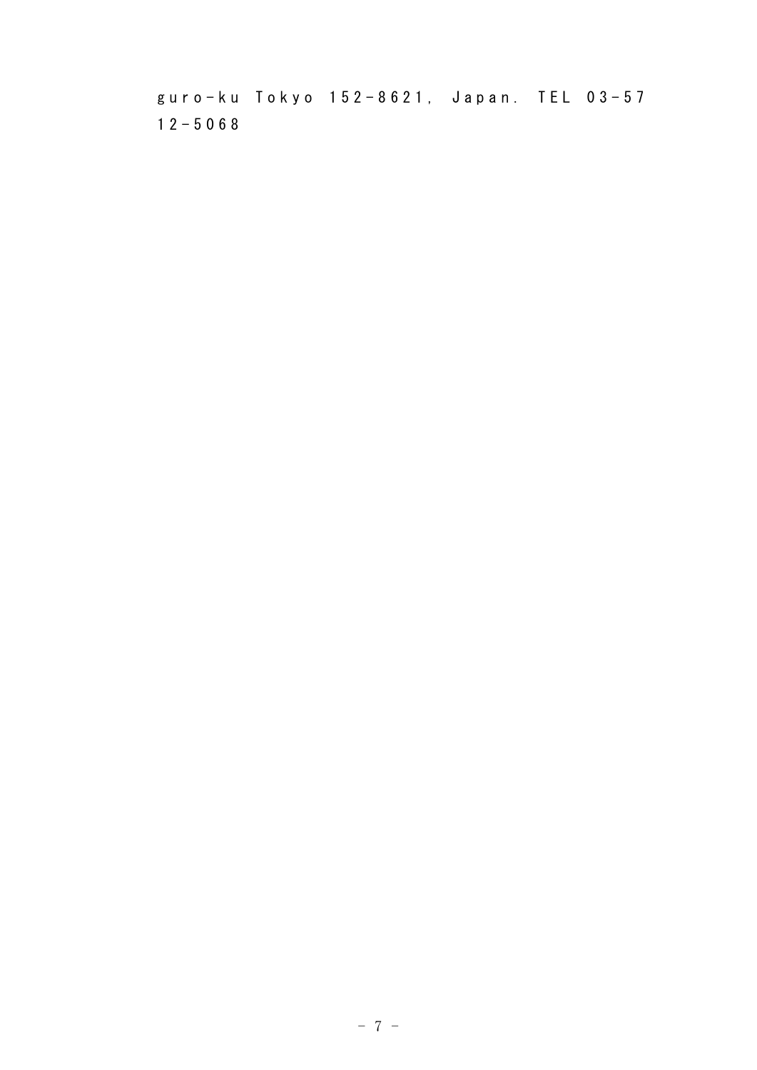guro-ku Tokyo 152-8621, Japan. TEL 03-5712-5068